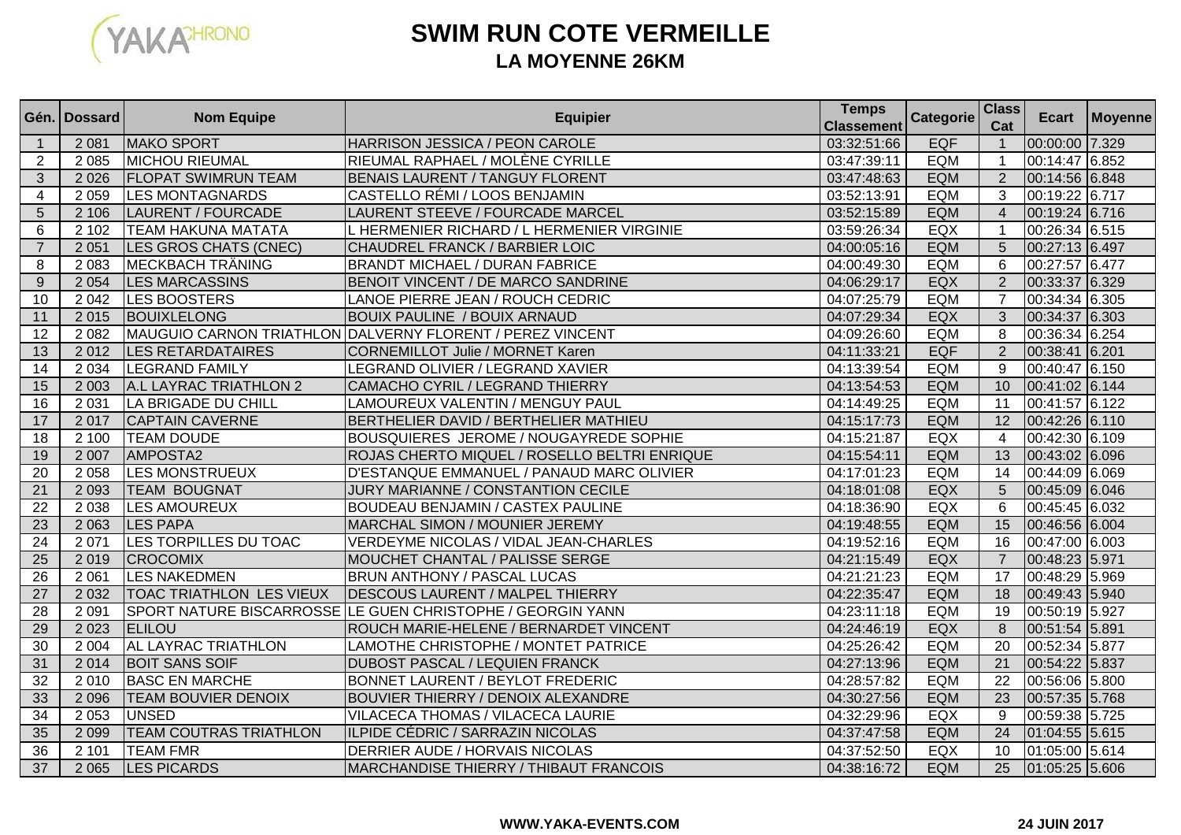# SWIM RUN COTE VERMEILLE

## LA MOYENNE 26KM

| Gén. | Dossard | Nom Equipe | Equipier | Temps Classement | Categorie | Class Cat | Ecart | Moyenne |
|---|---|---|---|---|---|---|---|---|
| 1 | 2 081 | MAKO SPORT | HARRISON JESSICA / PEON CAROLE | 03:32:51:66 | EQF | 1 | 00:00:00 | 7.329 |
| 2 | 2 085 | MICHOU RIEUMAL | RIEUMAL RAPHAEL / MOLÈNE CYRILLE | 03:47:39:11 | EQM | 1 | 00:14:47 | 6.852 |
| 3 | 2 026 | FLOPAT SWIMRUN TEAM | BENAIS LAURENT / TANGUY FLORENT | 03:47:48:63 | EQM | 2 | 00:14:56 | 6.848 |
| 4 | 2 059 | LES MONTAGNARDS | CASTELLO RÉMI / LOOS BENJAMIN | 03:52:13:91 | EQM | 3 | 00:19:22 | 6.717 |
| 5 | 2 106 | LAURENT / FOURCADE | LAURENT STEEVE / FOURCADE MARCEL | 03:52:15:89 | EQM | 4 | 00:19:24 | 6.716 |
| 6 | 2 102 | TEAM HAKUNA MATATA | L HERMENIER RICHARD / L HERMENIER VIRGINIE | 03:59:26:34 | EQX | 1 | 00:26:34 | 6.515 |
| 7 | 2 051 | LES GROS CHATS (CNEC) | CHAUDREL FRANCK / BARBIER LOIC | 04:00:05:16 | EQM | 5 | 00:27:13 | 6.497 |
| 8 | 2 083 | MECKBACH TRÄNING | BRANDT MICHAEL / DURAN FABRICE | 04:00:49:30 | EQM | 6 | 00:27:57 | 6.477 |
| 9 | 2 054 | LES MARCASSINS | BENOIT VINCENT / DE MARCO SANDRINE | 04:06:29:17 | EQX | 2 | 00:33:37 | 6.329 |
| 10 | 2 042 | LES BOOSTERS | LANOE PIERRE JEAN / ROUCH CEDRIC | 04:07:25:79 | EQM | 7 | 00:34:34 | 6.305 |
| 11 | 2 015 | BOUIXLELONG | BOUIX PAULINE / BOUIX ARNAUD | 04:07:29:34 | EQX | 3 | 00:34:37 | 6.303 |
| 12 | 2 082 | MAUGUIO CARNON TRIATHLON | DALVERNY FLORENT / PEREZ VINCENT | 04:09:26:60 | EQM | 8 | 00:36:34 | 6.254 |
| 13 | 2 012 | LES RETARDATAIRES | CORNEMILLOT Julie / MORNET Karen | 04:11:33:21 | EQF | 2 | 00:38:41 | 6.201 |
| 14 | 2 034 | LEGRAND FAMILY | LEGRAND OLIVIER / LEGRAND XAVIER | 04:13:39:54 | EQM | 9 | 00:40:47 | 6.150 |
| 15 | 2 003 | A.L LAYRAC TRIATHLON 2 | CAMACHO CYRIL / LEGRAND THIERRY | 04:13:54:53 | EQM | 10 | 00:41:02 | 6.144 |
| 16 | 2 031 | LA BRIGADE DU CHILL | LAMOUREUX VALENTIN / MENGUY PAUL | 04:14:49:25 | EQM | 11 | 00:41:57 | 6.122 |
| 17 | 2 017 | CAPTAIN CAVERNE | BERTHELIER DAVID / BERTHELIER MATHIEU | 04:15:17:73 | EQM | 12 | 00:42:26 | 6.110 |
| 18 | 2 100 | TEAM DOUDE | BOUSQUIERES JEROME / NOUGAYREDE SOPHIE | 04:15:21:87 | EQX | 4 | 00:42:30 | 6.109 |
| 19 | 2 007 | AMPOSTA2 | ROJAS CHERTO MIQUEL / ROSELLO BELTRI ENRIQUE | 04:15:54:11 | EQM | 13 | 00:43:02 | 6.096 |
| 20 | 2 058 | LES MONSTRUEUX | D'ESTANQUE EMMANUEL / PANAUD MARC OLIVIER | 04:17:01:23 | EQM | 14 | 00:44:09 | 6.069 |
| 21 | 2 093 | TEAM BOUGNAT | JURY MARIANNE / CONSTANTION CECILE | 04:18:01:08 | EQX | 5 | 00:45:09 | 6.046 |
| 22 | 2 038 | LES AMOUREUX | BOUDEAU BENJAMIN / CASTEX PAULINE | 04:18:36:90 | EQX | 6 | 00:45:45 | 6.032 |
| 23 | 2 063 | LES PAPA | MARCHAL SIMON / MOUNIER JEREMY | 04:19:48:55 | EQM | 15 | 00:46:56 | 6.004 |
| 24 | 2 071 | LES TORPILLES DU TOAC | VERDEYME NICOLAS / VIDAL JEAN-CHARLES | 04:19:52:16 | EQM | 16 | 00:47:00 | 6.003 |
| 25 | 2 019 | CROCOMIX | MOUCHET CHANTAL / PALISSE SERGE | 04:21:15:49 | EQX | 7 | 00:48:23 | 5.971 |
| 26 | 2 061 | LES NAKEDMEN | BRUN ANTHONY / PASCAL LUCAS | 04:21:21:23 | EQM | 17 | 00:48:29 | 5.969 |
| 27 | 2 032 | TOAC TRIATHLON LES VIEUX | DESCOUS LAURENT / MALPEL THIERRY | 04:22:35:47 | EQM | 18 | 00:49:43 | 5.940 |
| 28 | 2 091 | SPORT NATURE BISCARROSSE | LE GUEN CHRISTOPHE / GEORGIN YANN | 04:23:11:18 | EQM | 19 | 00:50:19 | 5.927 |
| 29 | 2 023 | ELILOU | ROUCH MARIE-HELENE / BERNARDET VINCENT | 04:24:46:19 | EQX | 8 | 00:51:54 | 5.891 |
| 30 | 2 004 | AL LAYRAC TRIATHLON | LAMOTHE CHRISTOPHE / MONTET PATRICE | 04:25:26:42 | EQM | 20 | 00:52:34 | 5.877 |
| 31 | 2 014 | BOIT SANS SOIF | DUBOST PASCAL / LEQUIEN FRANCK | 04:27:13:96 | EQM | 21 | 00:54:22 | 5.837 |
| 32 | 2 010 | BASC EN MARCHE | BONNET LAURENT / BEYLOT FREDERIC | 04:28:57:82 | EQM | 22 | 00:56:06 | 5.800 |
| 33 | 2 096 | TEAM BOUVIER DENOIX | BOUVIER THIERRY / DENOIX ALEXANDRE | 04:30:27:56 | EQM | 23 | 00:57:35 | 5.768 |
| 34 | 2 053 | UNSED | VILACECA THOMAS / VILACECA LAURIE | 04:32:29:96 | EQX | 9 | 00:59:38 | 5.725 |
| 35 | 2 099 | TEAM COUTRAS TRIATHLON | ILPIDE CÉDRIC / SARRAZIN NICOLAS | 04:37:47:58 | EQM | 24 | 01:04:55 | 5.615 |
| 36 | 2 101 | TEAM FMR | DERRIER AUDE / HORVAIS NICOLAS | 04:37:52:50 | EQX | 10 | 01:05:00 | 5.614 |
| 37 | 2 065 | LES PICARDS | MARCHANDISE THIERRY / THIBAUT FRANCOIS | 04:38:16:72 | EQM | 25 | 01:05:25 | 5.606 |

WWW.YAKA-EVENTS.COM

24 JUIN 2017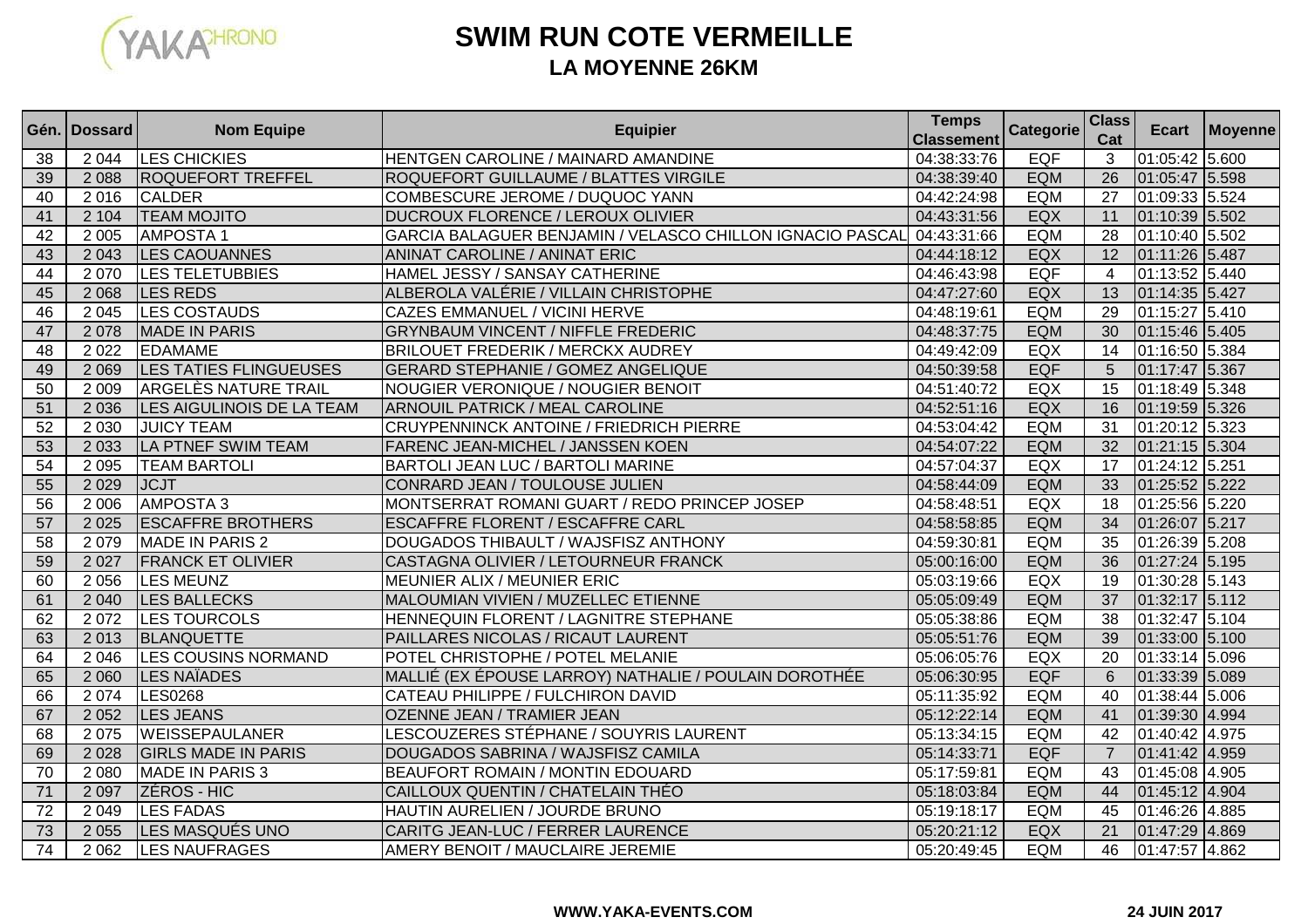# SWIM RUN COTE VERMEILLE

## LA MOYENNE 26KM

| Gén. | Dossard | Nom Equipe | Equipier | Temps Classement | Categorie | Class Cat | Ecart | Moyenne |
|---|---|---|---|---|---|---|---|---|
| 38 | 2 044 | LES CHICKIES | HENTGEN CAROLINE / MAINARD AMANDINE | 04:38:33:76 | EQF | 3 | 01:05:42 | 5.600 |
| 39 | 2 088 | ROQUEFORT TREFFEL | ROQUEFORT GUILLAUME / BLATTES VIRGILE | 04:38:39:40 | EQM | 26 | 01:05:47 | 5.598 |
| 40 | 2 016 | CALDER | COMBESCURE JEROME / DUQUOC YANN | 04:42:24:98 | EQM | 27 | 01:09:33 | 5.524 |
| 41 | 2 104 | TEAM MOJITO | DUCROUX FLORENCE / LEROUX OLIVIER | 04:43:31:56 | EQX | 11 | 01:10:39 | 5.502 |
| 42 | 2 005 | AMPOSTA 1 | GARCIA BALAGUER BENJAMIN / VELASCO CHILLON IGNACIO PASCAL | 04:43:31:66 | EQM | 28 | 01:10:40 | 5.502 |
| 43 | 2 043 | LES CAOUANNES | ANINAT CAROLINE / ANINAT ERIC | 04:44:18:12 | EQX | 12 | 01:11:26 | 5.487 |
| 44 | 2 070 | LES TELETUBBIES | HAMEL JESSY / SANSAY CATHERINE | 04:46:43:98 | EQF | 4 | 01:13:52 | 5.440 |
| 45 | 2 068 | LES REDS | ALBEROLA VALÉRIE / VILLAIN CHRISTOPHE | 04:47:27:60 | EQX | 13 | 01:14:35 | 5.427 |
| 46 | 2 045 | LES COSTAUDS | CAZES EMMANUEL / VICINI HERVE | 04:48:19:61 | EQM | 29 | 01:15:27 | 5.410 |
| 47 | 2 078 | MADE IN PARIS | GRYNBAUM VINCENT / NIFFLE FREDERIC | 04:48:37:75 | EQM | 30 | 01:15:46 | 5.405 |
| 48 | 2 022 | EDAMAME | BRILOUET FREDERIK / MERCKX AUDREY | 04:49:42:09 | EQX | 14 | 01:16:50 | 5.384 |
| 49 | 2 069 | LES TATIES FLINGUEUSES | GERARD STEPHANIE / GOMEZ ANGELIQUE | 04:50:39:58 | EQF | 5 | 01:17:47 | 5.367 |
| 50 | 2 009 | ARGELÈS NATURE TRAIL | NOUGIER VERONIQUE / NOUGIER BENOIT | 04:51:40:72 | EQX | 15 | 01:18:49 | 5.348 |
| 51 | 2 036 | LES AIGULINOIS DE LA TEAM | ARNOUIL PATRICK / MEAL CAROLINE | 04:52:51:16 | EQX | 16 | 01:19:59 | 5.326 |
| 52 | 2 030 | JUICY TEAM | CRUYPENNINCK ANTOINE / FRIEDRICH PIERRE | 04:53:04:42 | EQM | 31 | 01:20:12 | 5.323 |
| 53 | 2 033 | LA PTNEF SWIM TEAM | FARENC JEAN-MICHEL / JANSSEN KOEN | 04:54:07:22 | EQM | 32 | 01:21:15 | 5.304 |
| 54 | 2 095 | TEAM BARTOLI | BARTOLI JEAN LUC / BARTOLI MARINE | 04:57:04:37 | EQX | 17 | 01:24:12 | 5.251 |
| 55 | 2 029 | JCJT | CONRARD JEAN / TOULOUSE JULIEN | 04:58:44:09 | EQM | 33 | 01:25:52 | 5.222 |
| 56 | 2 006 | AMPOSTA 3 | MONTSERRAT ROMANI GUART / REDO PRINCEP JOSEP | 04:58:48:51 | EQX | 18 | 01:25:56 | 5.220 |
| 57 | 2 025 | ESCAFFRE BROTHERS | ESCAFFRE FLORENT / ESCAFFRE CARL | 04:58:58:85 | EQM | 34 | 01:26:07 | 5.217 |
| 58 | 2 079 | MADE IN PARIS 2 | DOUGADOS THIBAULT / WAJSFISZ ANTHONY | 04:59:30:81 | EQM | 35 | 01:26:39 | 5.208 |
| 59 | 2 027 | FRANCK ET OLIVIER | CASTAGNA OLIVIER / LETOURNEUR FRANCK | 05:00:16:00 | EQM | 36 | 01:27:24 | 5.195 |
| 60 | 2 056 | LES MEUNZ | MEUNIER ALIX / MEUNIER ERIC | 05:03:19:66 | EQX | 19 | 01:30:28 | 5.143 |
| 61 | 2 040 | LES BALLECKS | MALOUMIAN VIVIEN / MUZELLEC ETIENNE | 05:05:09:49 | EQM | 37 | 01:32:17 | 5.112 |
| 62 | 2 072 | LES TOURCOLS | HENNEQUIN FLORENT / LAGNITRE STEPHANE | 05:05:38:86 | EQM | 38 | 01:32:47 | 5.104 |
| 63 | 2 013 | BLANQUETTE | PAILLARES NICOLAS / RICAUT LAURENT | 05:05:51:76 | EQM | 39 | 01:33:00 | 5.100 |
| 64 | 2 046 | LES COUSINS NORMAND | POTEL CHRISTOPHE / POTEL MELANIE | 05:06:05:76 | EQX | 20 | 01:33:14 | 5.096 |
| 65 | 2 060 | LES NAÏADES | MALLIÉ (EX ÉPOUSE LARROY) NATHALIE / POULAIN DOROTHÉE | 05:06:30:95 | EQF | 6 | 01:33:39 | 5.089 |
| 66 | 2 074 | LES0268 | CATEAU PHILIPPE / FULCHIRON DAVID | 05:11:35:92 | EQM | 40 | 01:38:44 | 5.006 |
| 67 | 2 052 | LES JEANS | OZENNE JEAN / TRAMIER JEAN | 05:12:22:14 | EQM | 41 | 01:39:30 | 4.994 |
| 68 | 2 075 | WEISSEPAULANER | LESCOUZERES STÉPHANE / SOUYRIS LAURENT | 05:13:34:15 | EQM | 42 | 01:40:42 | 4.975 |
| 69 | 2 028 | GIRLS MADE IN PARIS | DOUGADOS SABRINA / WAJSFISZ CAMILA | 05:14:33:71 | EQF | 7 | 01:41:42 | 4.959 |
| 70 | 2 080 | MADE IN PARIS 3 | BEAUFORT ROMAIN / MONTIN EDOUARD | 05:17:59:81 | EQM | 43 | 01:45:08 | 4.905 |
| 71 | 2 097 | ZÉROS - HIC | CAILLOUX QUENTIN / CHATELAIN THÉO | 05:18:03:84 | EQM | 44 | 01:45:12 | 4.904 |
| 72 | 2 049 | LES FADAS | HAUTIN AURELIEN / JOURDE BRUNO | 05:19:18:17 | EQM | 45 | 01:46:26 | 4.885 |
| 73 | 2 055 | LES MASQUÉS UNO | CARITG JEAN-LUC / FERRER LAURENCE | 05:20:21:12 | EQX | 21 | 01:47:29 | 4.869 |
| 74 | 2 062 | LES NAUFRAGES | AMERY BENOIT / MAUCLAIRE JEREMIE | 05:20:49:45 | EQM | 46 | 01:47:57 | 4.862 |

**WWW.YAKA-EVENTS.COM** **24 JUIN 2017**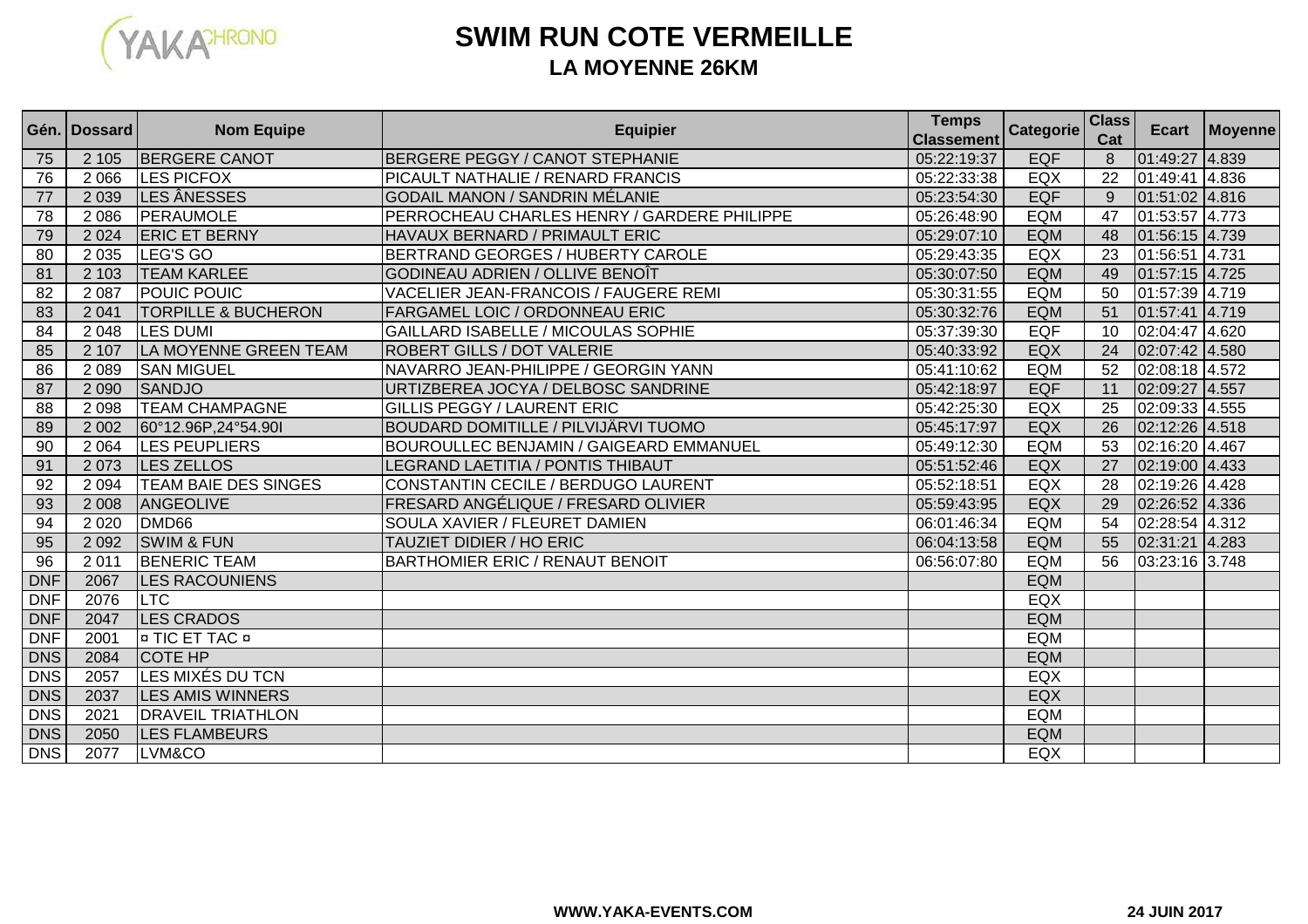# SWIM RUN COTE VERMEILLE

## LA MOYENNE 26KM

| Gén. | Dossard | Nom Equipe | Equipier | Temps Classement | Categorie | Class Cat | Ecart | Moyenne |
|---|---|---|---|---|---|---|---|---|
| 75 | 2 105 | BERGERE CANOT | BERGERE PEGGY / CANOT STEPHANIE | 05:22:19:37 | EQF | 8 | 01:49:27 | 4.839 |
| 76 | 2 066 | LES PICFOX | PICAULT NATHALIE / RENARD FRANCIS | 05:22:33:38 | EQX | 22 | 01:49:41 | 4.836 |
| 77 | 2 039 | LES ÂNESSES | GODAIL MANON / SANDRIN MÉLANIE | 05:23:54:30 | EQF | 9 | 01:51:02 | 4.816 |
| 78 | 2 086 | PERAUMOLE | PERROCHEAU CHARLES HENRY / GARDERE PHILIPPE | 05:26:48:90 | EQM | 47 | 01:53:57 | 4.773 |
| 79 | 2 024 | ERIC ET BERNY | HAVAUX BERNARD / PRIMAULT ERIC | 05:29:07:10 | EQM | 48 | 01:56:15 | 4.739 |
| 80 | 2 035 | LEG'S GO | BERTRAND GEORGES / HUBERTY CAROLE | 05:29:43:35 | EQX | 23 | 01:56:51 | 4.731 |
| 81 | 2 103 | TEAM KARLEE | GODINEAU ADRIEN / OLLIVE BENOÎT | 05:30:07:50 | EQM | 49 | 01:57:15 | 4.725 |
| 82 | 2 087 | POUIC POUIC | VACELIER JEAN-FRANCOIS / FAUGERE REMI | 05:30:31:55 | EQM | 50 | 01:57:39 | 4.719 |
| 83 | 2 041 | TORPILLE & BUCHERON | FARGAMEL LOIC / ORDONNEAU ERIC | 05:30:32:76 | EQM | 51 | 01:57:41 | 4.719 |
| 84 | 2 048 | LES DUMI | GAILLARD ISABELLE / MICOULAS SOPHIE | 05:37:39:30 | EQF | 10 | 02:04:47 | 4.620 |
| 85 | 2 107 | LA MOYENNE GREEN TEAM | ROBERT GILLS / DOT VALERIE | 05:40:33:92 | EQX | 24 | 02:07:42 | 4.580 |
| 86 | 2 089 | SAN MIGUEL | NAVARRO JEAN-PHILIPPE / GEORGIN YANN | 05:41:10:62 | EQM | 52 | 02:08:18 | 4.572 |
| 87 | 2 090 | SANDJO | URTIZBEREA JOCYA / DELBOSC SANDRINE | 05:42:18:97 | EQF | 11 | 02:09:27 | 4.557 |
| 88 | 2 098 | TEAM CHAMPAGNE | GILLIS PEGGY / LAURENT ERIC | 05:42:25:30 | EQX | 25 | 02:09:33 | 4.555 |
| 89 | 2 002 | 60°12.96P,24°54.90I | BOUDARD DOMITILLE / PILVIJÄRVI TUOMO | 05:45:17:97 | EQX | 26 | 02:12:26 | 4.518 |
| 90 | 2 064 | LES PEUPLIERS | BOUROULLEC BENJAMIN / GAIGEARD EMMANUEL | 05:49:12:30 | EQM | 53 | 02:16:20 | 4.467 |
| 91 | 2 073 | LES ZELLOS | LEGRAND LAETITIA / PONTIS THIBAUT | 05:51:52:46 | EQX | 27 | 02:19:00 | 4.433 |
| 92 | 2 094 | TEAM BAIE DES SINGES | CONSTANTIN CECILE / BERDUGO LAURENT | 05:52:18:51 | EQX | 28 | 02:19:26 | 4.428 |
| 93 | 2 008 | ANGEOLIVE | FRESARD ANGÉLIQUE / FRESARD OLIVIER | 05:59:43:95 | EQX | 29 | 02:26:52 | 4.336 |
| 94 | 2 020 | DMD66 | SOULA XAVIER / FLEURET DAMIEN | 06:01:46:34 | EQM | 54 | 02:28:54 | 4.312 |
| 95 | 2 092 | SWIM & FUN | TAUZIET DIDIER / HO ERIC | 06:04:13:58 | EQM | 55 | 02:31:21 | 4.283 |
| 96 | 2 011 | BENERIC TEAM | BARTHOMIER ERIC / RENAUT BENOIT | 06:56:07:80 | EQM | 56 | 03:23:16 | 3.748 |
| DNF | 2067 | LES RACOUNIENS | | | EQM | | | |
| DNF | 2076 | LTC | | | EQX | | | |
| DNF | 2047 | LES CRADOS | | | EQM | | | |
| DNF | 2001 | ¤ TIC ET TAC ¤ | | | EQM | | | |
| DNS | 2084 | COTE HP | | | EQM | | | |
| DNS | 2057 | LES MIXÉS DU TCN | | | EQX | | | |
| DNS | 2037 | LES AMIS WINNERS | | | EQX | | | |
| DNS | 2021 | DRAVEIL TRIATHLON | | | EQM | | | |
| DNS | 2050 | LES FLAMBEURS | | | EQM | | | |
| DNS | 2077 | LVM&CO | | | EQX | | | |

WWW.YAKA-EVENTS.COM

24 JUIN 2017